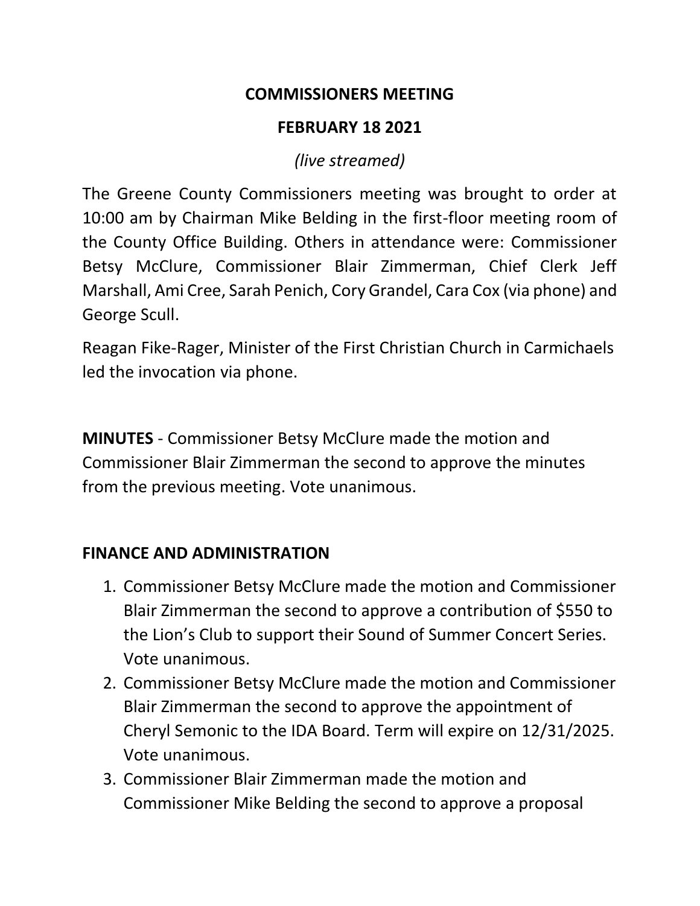# COMMISSIONERS MEETING

## FEBRUARY 18 2021

*(live streamed)*

The Greene County Commissioners meeting was brought to order at 10:00 am by Chairman Mike Belding in the first-floor meeting room of the County Office Building. Others in attendance were: Commissioner Betsy McClure, Commissioner Blair Zimmerman, Chief Clerk Jeff Marshall, Ami Cree, Sarah Penich, Cory Grandel, Cara Cox (via phone) and George Scull.

Reagan Fike-Rager, Minister of the First Christian Church in Carmichaels led the invocation via phone.

**MINUTES** - Commissioner Betsy McClure made the motion and Commissioner Blair Zimmerman the second to approve the minutes from the previous meeting. Vote unanimous.

**FINANCE AND ADMINISTRATION**

1. Commissioner Betsy McClure made the motion and Commissioner Blair Zimmerman the second to approve a contribution of $550 to the Lion's Club to support their Sound of Summer Concert Series. Vote unanimous.
2. Commissioner Betsy McClure made the motion and Commissioner Blair Zimmerman the second to approve the appointment of Cheryl Semonic to the IDA Board. Term will expire on 12/31/2025. Vote unanimous.
3. Commissioner Blair Zimmerman made the motion and Commissioner Mike Belding the second to approve a proposal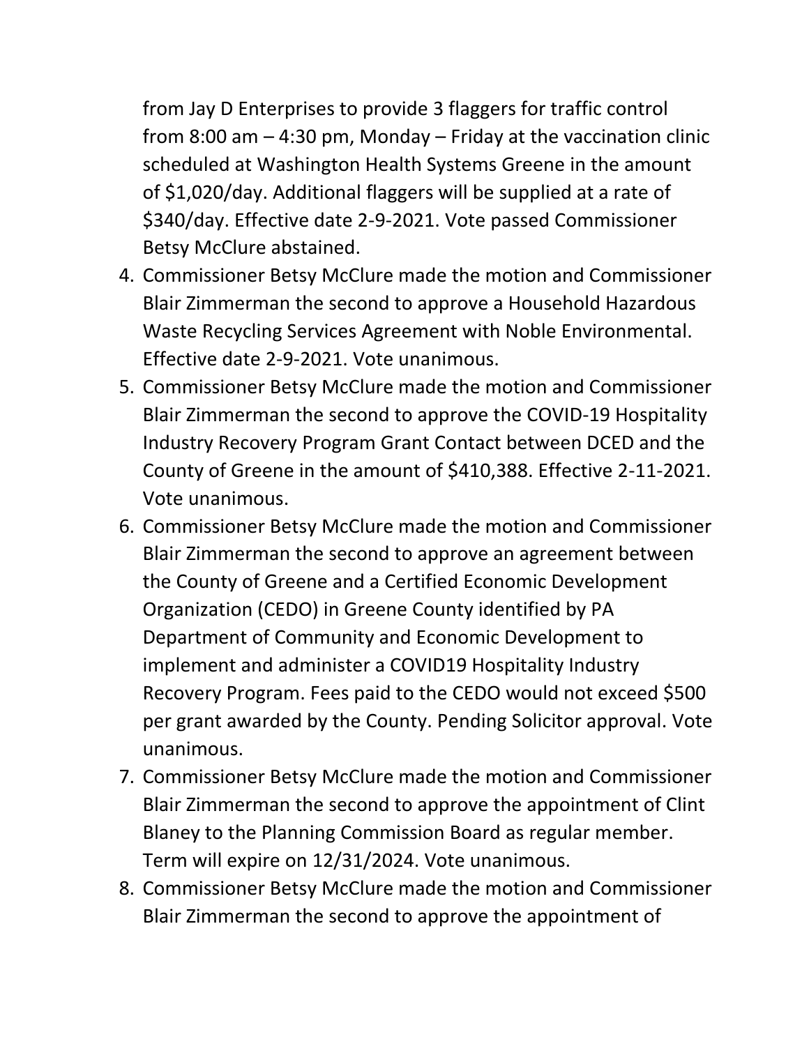from Jay D Enterprises to provide 3 flaggers for traffic control from 8:00 am – 4:30 pm, Monday – Friday at the vaccination clinic scheduled at Washington Health Systems Greene in the amount of $1,020/day. Additional flaggers will be supplied at a rate of $340/day. Effective date 2-9-2021. Vote passed Commissioner Betsy McClure abstained.

4. Commissioner Betsy McClure made the motion and Commissioner Blair Zimmerman the second to approve a Household Hazardous Waste Recycling Services Agreement with Noble Environmental. Effective date 2-9-2021. Vote unanimous.
5. Commissioner Betsy McClure made the motion and Commissioner Blair Zimmerman the second to approve the COVID-19 Hospitality Industry Recovery Program Grant Contact between DCED and the County of Greene in the amount of $410,388. Effective 2-11-2021. Vote unanimous.
6. Commissioner Betsy McClure made the motion and Commissioner Blair Zimmerman the second to approve an agreement between the County of Greene and a Certified Economic Development Organization (CEDO) in Greene County identified by PA Department of Community and Economic Development to implement and administer a COVID19 Hospitality Industry Recovery Program. Fees paid to the CEDO would not exceed $500 per grant awarded by the County. Pending Solicitor approval. Vote unanimous.
7. Commissioner Betsy McClure made the motion and Commissioner Blair Zimmerman the second to approve the appointment of Clint Blaney to the Planning Commission Board as regular member. Term will expire on 12/31/2024. Vote unanimous.
8. Commissioner Betsy McClure made the motion and Commissioner Blair Zimmerman the second to approve the appointment of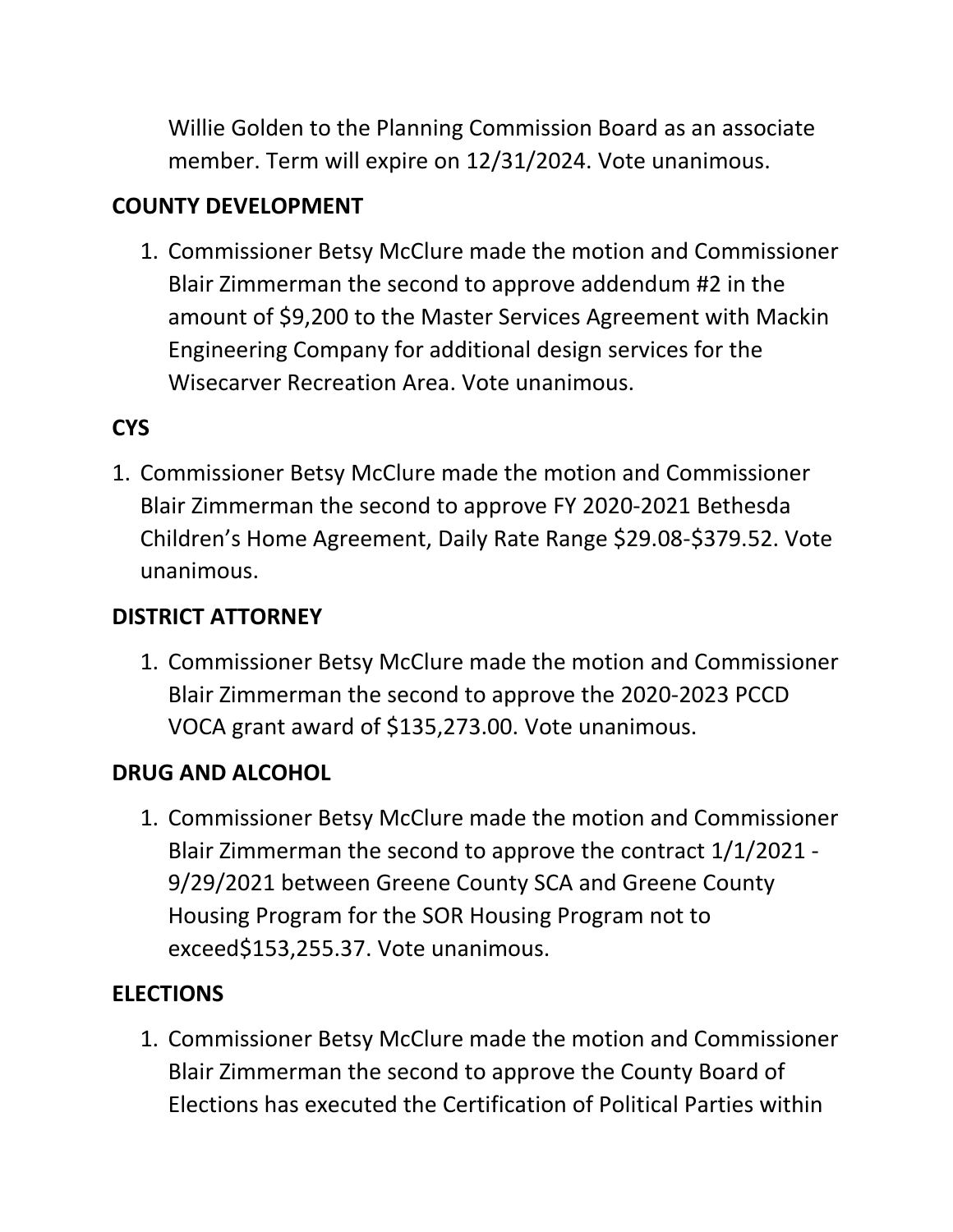Willie Golden to the Planning Commission Board as an associate member. Term will expire on 12/31/2024. Vote unanimous.

**COUNTY DEVELOPMENT**

1. Commissioner Betsy McClure made the motion and Commissioner Blair Zimmerman the second to approve addendum #2 in the amount of $9,200 to the Master Services Agreement with Mackin Engineering Company for additional design services for the Wisecarver Recreation Area. Vote unanimous.

**CYS**

1. Commissioner Betsy McClure made the motion and Commissioner Blair Zimmerman the second to approve FY 2020-2021 Bethesda Children's Home Agreement, Daily Rate Range $29.08-$379.52. Vote unanimous.

**DISTRICT ATTORNEY**

1. Commissioner Betsy McClure made the motion and Commissioner Blair Zimmerman the second to approve the 2020-2023 PCCD VOCA grant award of $135,273.00. Vote unanimous.

**DRUG AND ALCOHOL**

1. Commissioner Betsy McClure made the motion and Commissioner Blair Zimmerman the second to approve the contract 1/1/2021 - 9/29/2021 between Greene County SCA and Greene County Housing Program for the SOR Housing Program not to exceed$153,255.37. Vote unanimous.

**ELECTIONS**

1. Commissioner Betsy McClure made the motion and Commissioner Blair Zimmerman the second to approve the County Board of Elections has executed the Certification of Political Parties within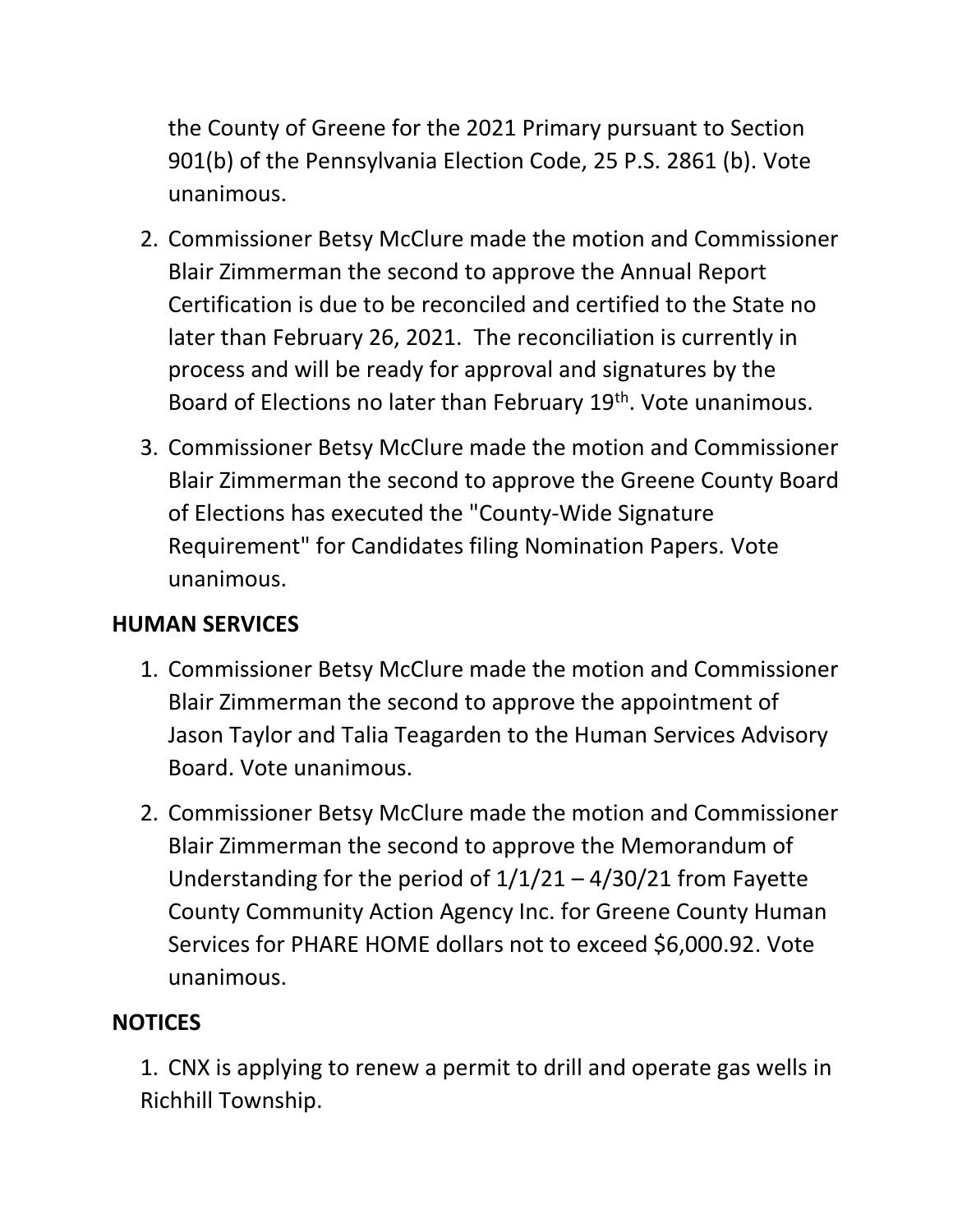the County of Greene for the 2021 Primary pursuant to Section 901(b) of the Pennsylvania Election Code, 25 P.S. 2861 (b). Vote unanimous.

2. Commissioner Betsy McClure made the motion and Commissioner Blair Zimmerman the second to approve the Annual Report Certification is due to be reconciled and certified to the State no later than February 26, 2021. The reconciliation is currently in process and will be ready for approval and signatures by the Board of Elections no later than February 19th. Vote unanimous.
3. Commissioner Betsy McClure made the motion and Commissioner Blair Zimmerman the second to approve the Greene County Board of Elections has executed the "County-Wide Signature Requirement" for Candidates filing Nomination Papers. Vote unanimous.

**HUMAN SERVICES**

1. Commissioner Betsy McClure made the motion and Commissioner Blair Zimmerman the second to approve the appointment of Jason Taylor and Talia Teagarden to the Human Services Advisory Board. Vote unanimous.
2. Commissioner Betsy McClure made the motion and Commissioner Blair Zimmerman the second to approve the Memorandum of Understanding for the period of 1/1/21 – 4/30/21 from Fayette County Community Action Agency Inc. for Greene County Human Services for PHARE HOME dollars not to exceed $6,000.92. Vote unanimous.

**NOTICES**

1. CNX is applying to renew a permit to drill and operate gas wells in Richhill Township.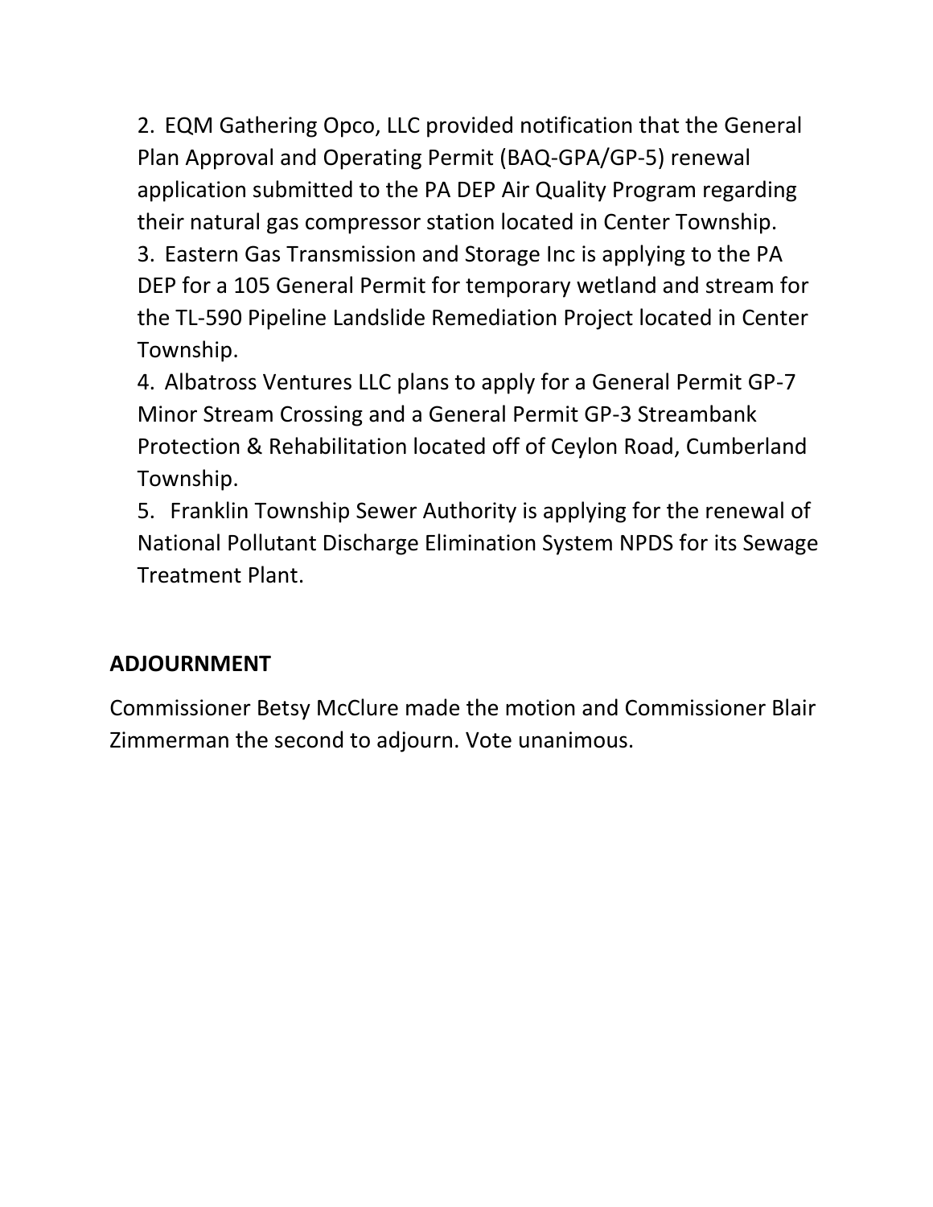2. EQM Gathering Opco, LLC provided notification that the General Plan Approval and Operating Permit (BAQ-GPA/GP-5) renewal application submitted to the PA DEP Air Quality Program regarding their natural gas compressor station located in Center Township.
3. Eastern Gas Transmission and Storage Inc is applying to the PA DEP for a 105 General Permit for temporary wetland and stream for the TL-590 Pipeline Landslide Remediation Project located in Center Township.
4. Albatross Ventures LLC plans to apply for a General Permit GP-7 Minor Stream Crossing and a General Permit GP-3 Streambank Protection & Rehabilitation located off of Ceylon Road, Cumberland Township.
5. Franklin Township Sewer Authority is applying for the renewal of National Pollutant Discharge Elimination System NPDS for its Sewage Treatment Plant.

**ADJOURNMENT**

Commissioner Betsy McClure made the motion and Commissioner Blair Zimmerman the second to adjourn. Vote unanimous.